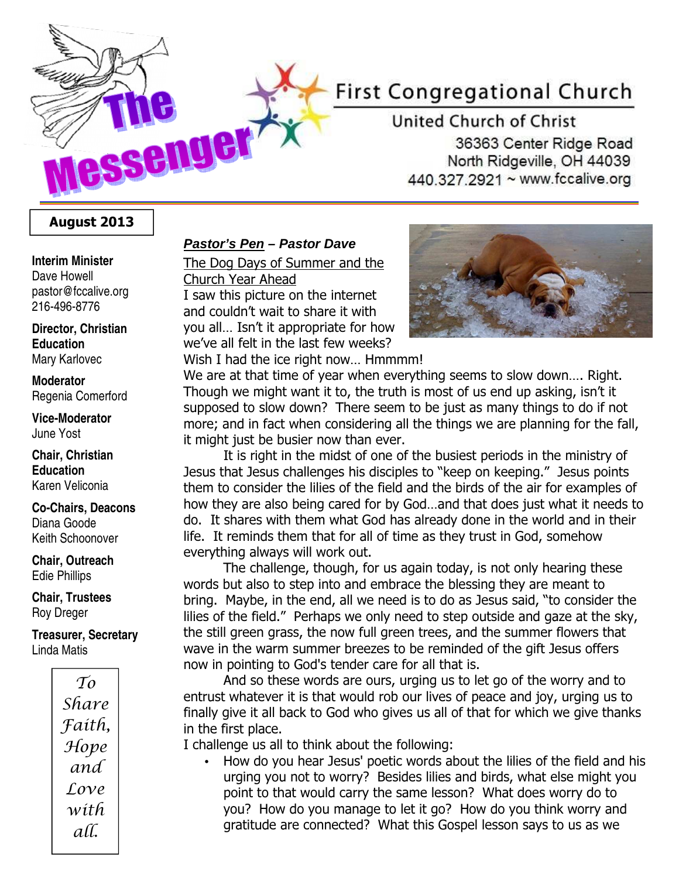# The Messenger

**First Congregational Church**
United Church of Christ
36363 Center Ridge Road
North Ridgeville, OH 44039
440.327.2921 ~ www.fccalive.org

**August 2013**

**Interim Minister**
Dave Howell
pastor@fccalive.org
216-496-8776

**Director, Christian Education**
Mary Karlovec

**Moderator**
Regenia Comerford

**Vice-Moderator**
June Yost

**Chair, Christian Education**
Karen Veliconia

**Co-Chairs, Deacons**
Diana Goode
Keith Schoonover

**Chair, Outreach**
Edie Phillips

**Chair, Trustees**
Roy Dreger

**Treasurer, Secretary**
Linda Matis

*To Share Faith, Hope and Love with all.*

## ***Pastor's Pen* – Pastor Dave**

The Dog Days of Summer and the Church Year Ahead

I saw this picture on the internet and couldn't wait to share it with you all… Isn't it appropriate for how we've all felt in the last few weeks? Wish I had the ice right now… Hmmmm!

We are at that time of year when everything seems to slow down…. Right. Though we might want it to, the truth is most of us end up asking, isn't it supposed to slow down? There seem to be just as many things to do if not more; and in fact when considering all the things we are planning for the fall, it might just be busier now than ever.

It is right in the midst of one of the busiest periods in the ministry of Jesus that Jesus challenges his disciples to "keep on keeping." Jesus points them to consider the lilies of the field and the birds of the air for examples of how they are also being cared for by God…and that does just what it needs to do. It shares with them what God has already done in the world and in their life. It reminds them that for all of time as they trust in God, somehow everything always will work out.

The challenge, though, for us again today, is not only hearing these words but also to step into and embrace the blessing they are meant to bring. Maybe, in the end, all we need is to do as Jesus said, "to consider the lilies of the field." Perhaps we only need to step outside and gaze at the sky, the still green grass, the now full green trees, and the summer flowers that wave in the warm summer breezes to be reminded of the gift Jesus offers now in pointing to God's tender care for all that is.

And so these words are ours, urging us to let go of the worry and to entrust whatever it is that would rob our lives of peace and joy, urging us to finally give it all back to God who gives us all of that for which we give thanks in the first place.

I challenge us all to think about the following:

- How do you hear Jesus' poetic words about the lilies of the field and his urging you not to worry? Besides lilies and birds, what else might you point to that would carry the same lesson? What does worry do to you? How do you manage to let it go? How do you think worry and gratitude are connected? What this Gospel lesson says to us as we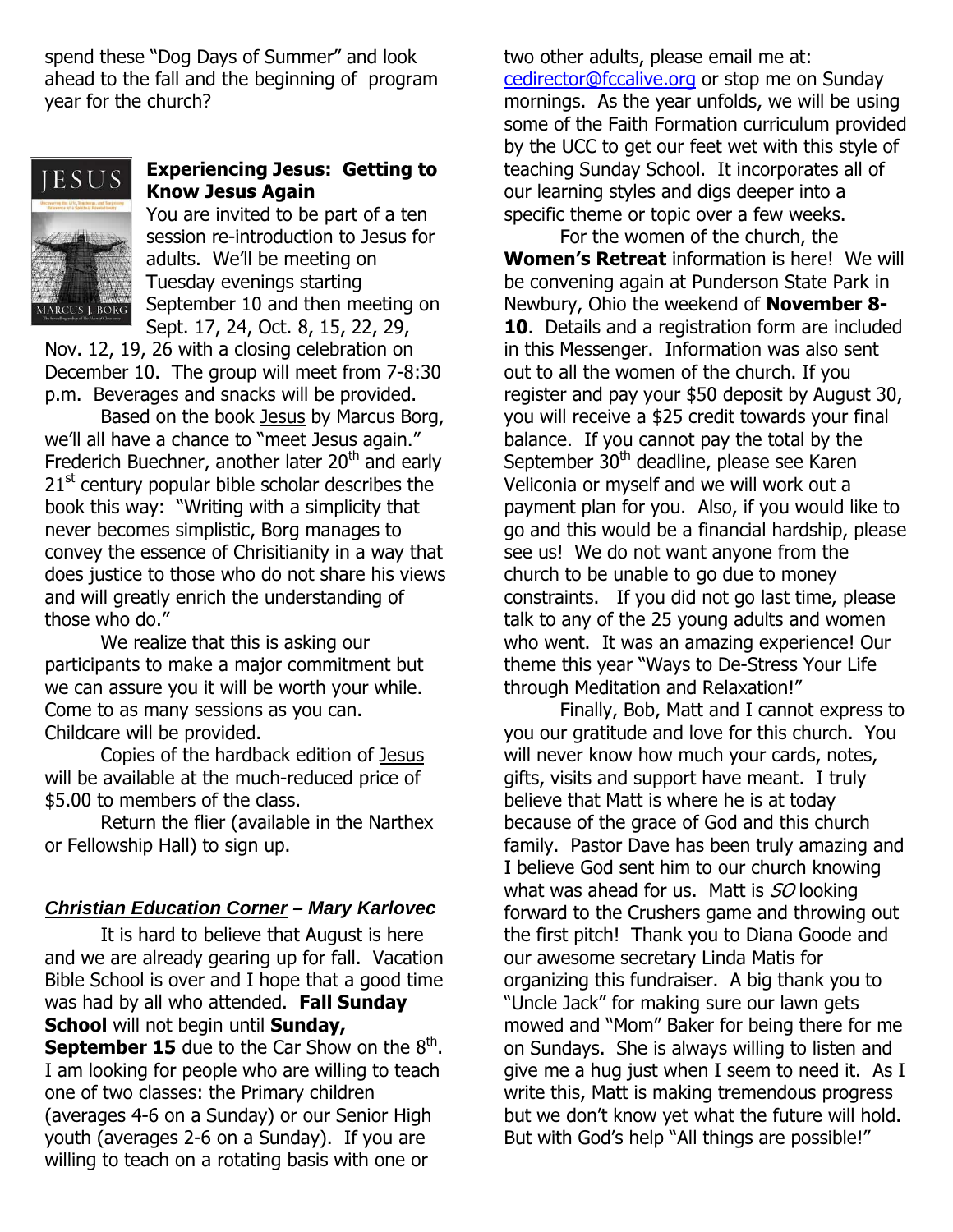spend these "Dog Days of Summer" and look ahead to the fall and the beginning of program year for the church?

### Experiencing Jesus: Getting to Know Jesus Again

You are invited to be part of a ten session re-introduction to Jesus for adults. We'll be meeting on Tuesday evenings starting September 10 and then meeting on Sept. 17, 24, Oct. 8, 15, 22, 29, Nov. 12, 19, 26 with a closing celebration on December 10. The group will meet from 7-8:30 p.m. Beverages and snacks will be provided.

Based on the book Jesus by Marcus Borg, we'll all have a chance to "meet Jesus again." Frederich Buechner, another later 20th and early 21st century popular bible scholar describes the book this way: "Writing with a simplicity that never becomes simplistic, Borg manages to convey the essence of Chrisitianity in a way that does justice to those who do not share his views and will greatly enrich the understanding of those who do."

We realize that this is asking our participants to make a major commitment but we can assure you it will be worth your while. Come to as many sessions as you can. Childcare will be provided.

Copies of the hardback edition of Jesus will be available at the much-reduced price of $5.00 to members of the class.

Return the flier (available in the Narthex or Fellowship Hall) to sign up.

### ***Christian Education Corner* – Mary Karlovec**

It is hard to believe that August is here and we are already gearing up for fall. Vacation Bible School is over and I hope that a good time was had by all who attended. **Fall Sunday School** will not begin until **Sunday, September 15** due to the Car Show on the 8th. I am looking for people who are willing to teach one of two classes: the Primary children (averages 4-6 on a Sunday) or our Senior High youth (averages 2-6 on a Sunday). If you are willing to teach on a rotating basis with one or two other adults, please email me at: cedirector@fccalive.org or stop me on Sunday mornings. As the year unfolds, we will be using some of the Faith Formation curriculum provided by the UCC to get our feet wet with this style of teaching Sunday School. It incorporates all of our learning styles and digs deeper into a specific theme or topic over a few weeks.

For the women of the church, the **Women's Retreat** information is here! We will be convening again at Punderson State Park in Newbury, Ohio the weekend of **November 8-10**. Details and a registration form are included in this Messenger. Information was also sent out to all the women of the church. If you register and pay your $50 deposit by August 30, you will receive a $25 credit towards your final balance. If you cannot pay the total by the September 30th deadline, please see Karen Veliconia or myself and we will work out a payment plan for you. Also, if you would like to go and this would be a financial hardship, please see us! We do not want anyone from the church to be unable to go due to money constraints. If you did not go last time, please talk to any of the 25 young adults and women who went. It was an amazing experience! Our theme this year "Ways to De-Stress Your Life through Meditation and Relaxation!"

Finally, Bob, Matt and I cannot express to you our gratitude and love for this church. You will never know how much your cards, notes, gifts, visits and support have meant. I truly believe that Matt is where he is at today because of the grace of God and this church family. Pastor Dave has been truly amazing and I believe God sent him to our church knowing what was ahead for us. Matt is *SO* looking forward to the Crushers game and throwing out the first pitch! Thank you to Diana Goode and our awesome secretary Linda Matis for organizing this fundraiser. A big thank you to "Uncle Jack" for making sure our lawn gets mowed and "Mom" Baker for being there for me on Sundays. She is always willing to listen and give me a hug just when I seem to need it. As I write this, Matt is making tremendous progress but we don't know yet what the future will hold. But with God's help "All things are possible!"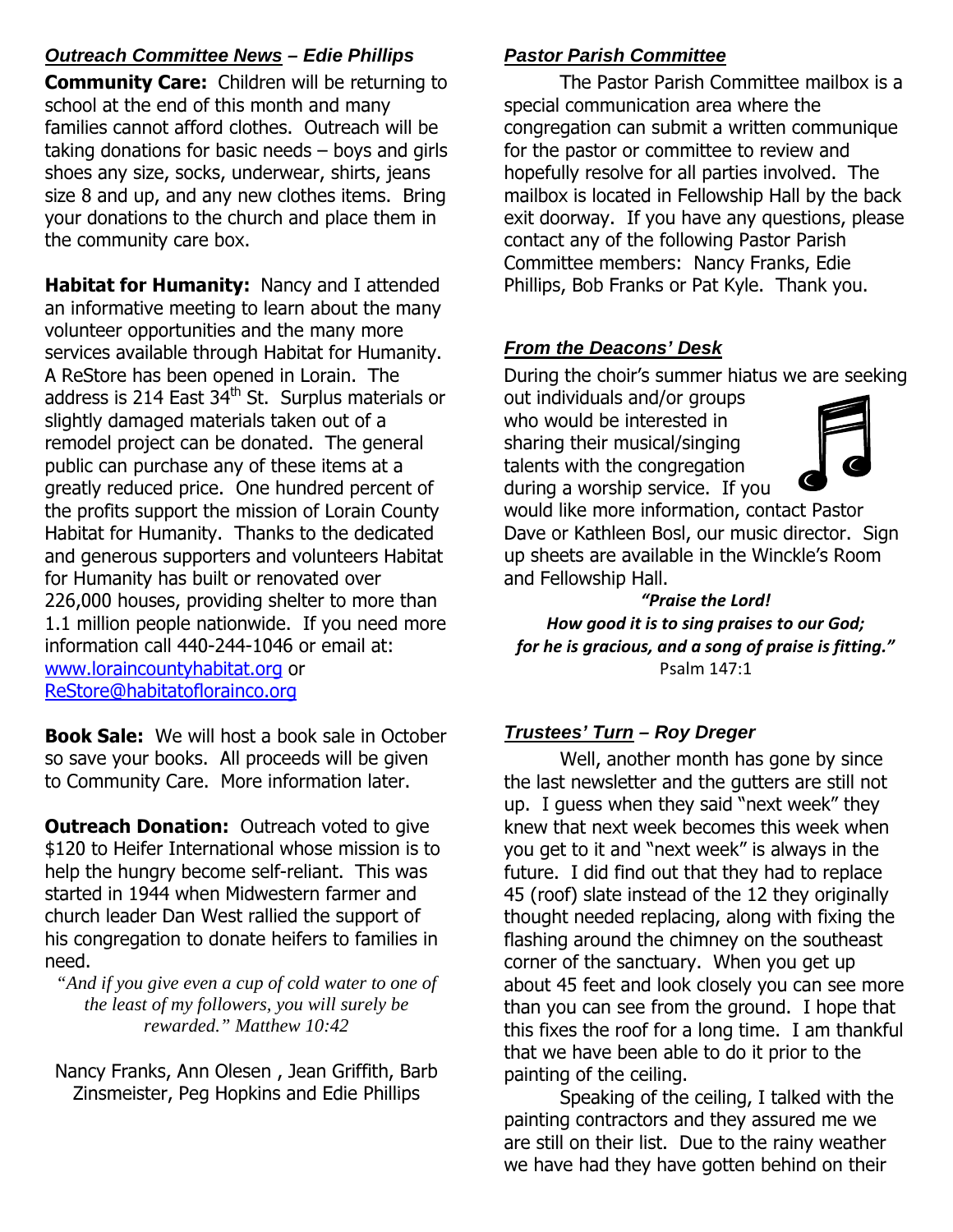### ***Outreach Committee News*** *– Edie Phillips*

**Community Care:** Children will be returning to school at the end of this month and many families cannot afford clothes. Outreach will be taking donations for basic needs – boys and girls shoes any size, socks, underwear, shirts, jeans size 8 and up, and any new clothes items. Bring your donations to the church and place them in the community care box.

**Habitat for Humanity:** Nancy and I attended an informative meeting to learn about the many volunteer opportunities and the many more services available through Habitat for Humanity. A ReStore has been opened in Lorain. The address is 214 East 34th St. Surplus materials or slightly damaged materials taken out of a remodel project can be donated. The general public can purchase any of these items at a greatly reduced price. One hundred percent of the profits support the mission of Lorain County Habitat for Humanity. Thanks to the dedicated and generous supporters and volunteers Habitat for Humanity has built or renovated over 226,000 houses, providing shelter to more than 1.1 million people nationwide. If you need more information call 440-244-1046 or email at: www.loraincountyhabitat.org or ReStore@habitatoflorainco.org

**Book Sale:** We will host a book sale in October so save your books. All proceeds will be given to Community Care. More information later.

**Outreach Donation:** Outreach voted to give $120 to Heifer International whose mission is to help the hungry become self-reliant. This was started in 1944 when Midwestern farmer and church leader Dan West rallied the support of his congregation to donate heifers to families in need.

*"And if you give even a cup of cold water to one of the least of my followers, you will surely be rewarded." Matthew 10:42*

Nancy Franks, Ann Olesen , Jean Griffith, Barb Zinsmeister, Peg Hopkins and Edie Phillips

### ***Pastor Parish Committee***

The Pastor Parish Committee mailbox is a special communication area where the congregation can submit a written communique for the pastor or committee to review and hopefully resolve for all parties involved. The mailbox is located in Fellowship Hall by the back exit doorway. If you have any questions, please contact any of the following Pastor Parish Committee members: Nancy Franks, Edie Phillips, Bob Franks or Pat Kyle. Thank you.

### ***From the Deacons' Desk***

During the choir's summer hiatus we are seeking out individuals and/or groups who would be interested in sharing their musical/singing talents with the congregation during a worship service. If you would like more information, contact Pastor Dave or Kathleen Bosl, our music director. Sign up sheets are available in the Winckle's Room and Fellowship Hall.

***"Praise the Lord!***
***How good it is to sing praises to our God;***
***for he is gracious, and a song of praise is fitting."***
Psalm 147:1

### ***Trustees' Turn*** *– Roy Dreger*

Well, another month has gone by since the last newsletter and the gutters are still not up. I guess when they said "next week" they knew that next week becomes this week when you get to it and "next week" is always in the future. I did find out that they had to replace 45 (roof) slate instead of the 12 they originally thought needed replacing, along with fixing the flashing around the chimney on the southeast corner of the sanctuary. When you get up about 45 feet and look closely you can see more than you can see from the ground. I hope that this fixes the roof for a long time. I am thankful that we have been able to do it prior to the painting of the ceiling.

Speaking of the ceiling, I talked with the painting contractors and they assured me we are still on their list. Due to the rainy weather we have had they have gotten behind on their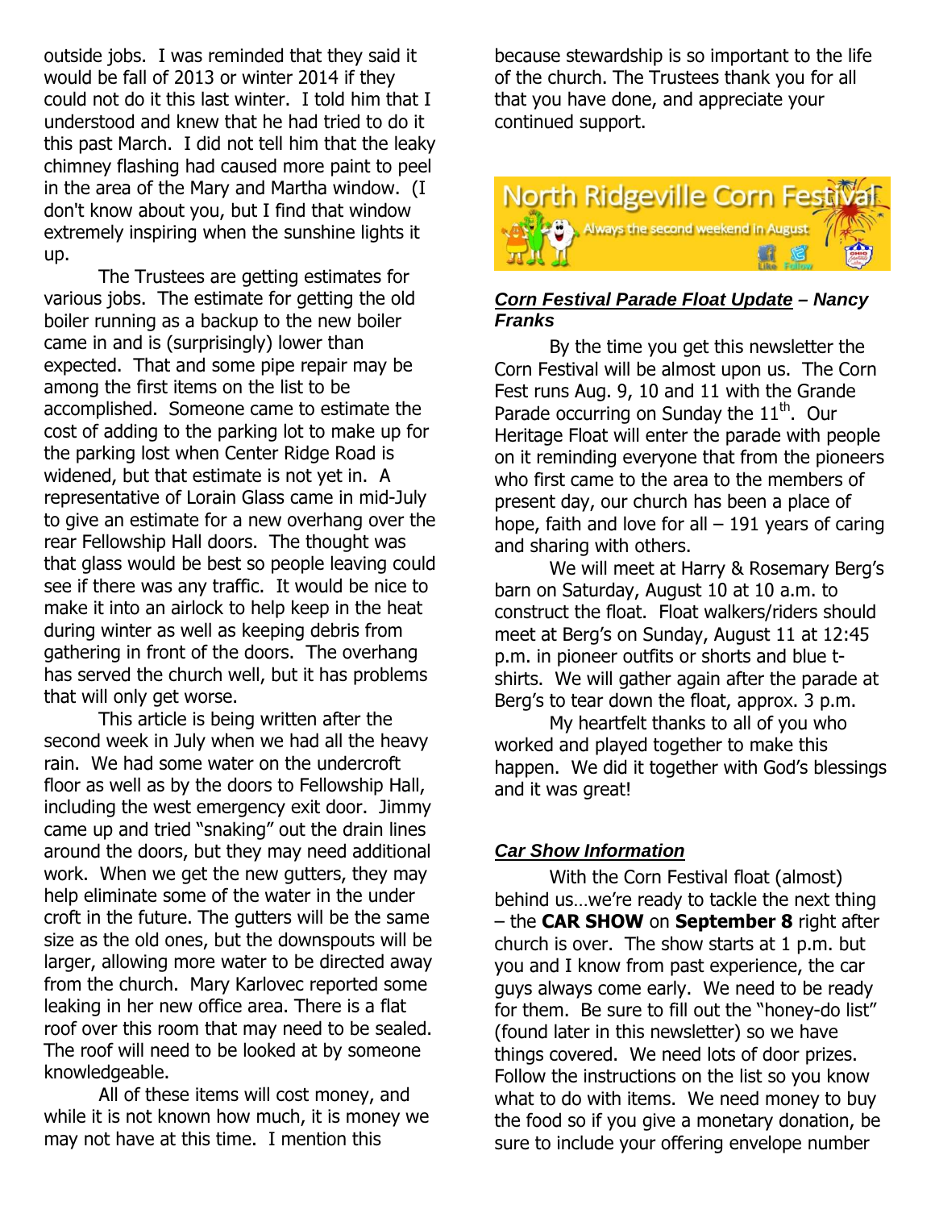outside jobs. I was reminded that they said it would be fall of 2013 or winter 2014 if they could not do it this last winter. I told him that I understood and knew that he had tried to do it this past March. I did not tell him that the leaky chimney flashing had caused more paint to peel in the area of the Mary and Martha window. (I don't know about you, but I find that window extremely inspiring when the sunshine lights it up.

The Trustees are getting estimates for various jobs. The estimate for getting the old boiler running as a backup to the new boiler came in and is (surprisingly) lower than expected. That and some pipe repair may be among the first items on the list to be accomplished. Someone came to estimate the cost of adding to the parking lot to make up for the parking lost when Center Ridge Road is widened, but that estimate is not yet in. A representative of Lorain Glass came in mid-July to give an estimate for a new overhang over the rear Fellowship Hall doors. The thought was that glass would be best so people leaving could see if there was any traffic. It would be nice to make it into an airlock to help keep in the heat during winter as well as keeping debris from gathering in front of the doors. The overhang has served the church well, but it has problems that will only get worse.

This article is being written after the second week in July when we had all the heavy rain. We had some water on the undercroft floor as well as by the doors to Fellowship Hall, including the west emergency exit door. Jimmy came up and tried "snaking" out the drain lines around the doors, but they may need additional work. When we get the new gutters, they may help eliminate some of the water in the under croft in the future. The gutters will be the same size as the old ones, but the downspouts will be larger, allowing more water to be directed away from the church. Mary Karlovec reported some leaking in her new office area. There is a flat roof over this room that may need to be sealed. The roof will need to be looked at by someone knowledgeable.

All of these items will cost money, and while it is not known how much, it is money we may not have at this time. I mention this because stewardship is so important to the life of the church. The Trustees thank you for all that you have done, and appreciate your continued support.

North Ridgeville Corn Festival
Always the second weekend in August

***Corn Festival Parade Float Update – Nancy Franks***

By the time you get this newsletter the Corn Festival will be almost upon us. The Corn Fest runs Aug. 9, 10 and 11 with the Grande Parade occurring on Sunday the 11th. Our Heritage Float will enter the parade with people on it reminding everyone that from the pioneers who first came to the area to the members of present day, our church has been a place of hope, faith and love for all – 191 years of caring and sharing with others.

We will meet at Harry & Rosemary Berg's barn on Saturday, August 10 at 10 a.m. to construct the float. Float walkers/riders should meet at Berg's on Sunday, August 11 at 12:45 p.m. in pioneer outfits or shorts and blue t-shirts. We will gather again after the parade at Berg's to tear down the float, approx. 3 p.m.

My heartfelt thanks to all of you who worked and played together to make this happen. We did it together with God's blessings and it was great!

***Car Show Information***

With the Corn Festival float (almost) behind us…we're ready to tackle the next thing – the **CAR SHOW** on **September 8** right after church is over. The show starts at 1 p.m. but you and I know from past experience, the car guys always come early. We need to be ready for them. Be sure to fill out the "honey-do list" (found later in this newsletter) so we have things covered. We need lots of door prizes. Follow the instructions on the list so you know what to do with items. We need money to buy the food so if you give a monetary donation, be sure to include your offering envelope number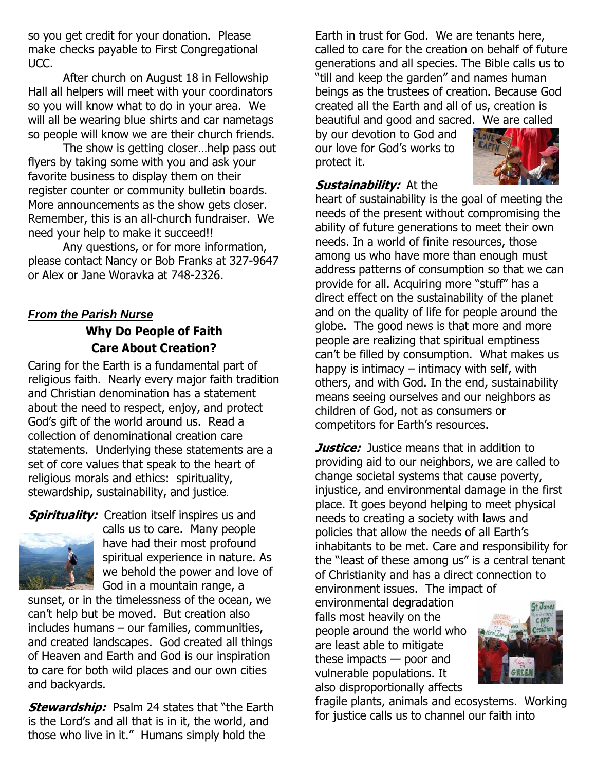so you get credit for your donation. Please make checks payable to First Congregational UCC.

After church on August 18 in Fellowship Hall all helpers will meet with your coordinators so you will know what to do in your area. We will all be wearing blue shirts and car nametags so people will know we are their church friends.

The show is getting closer…help pass out flyers by taking some with you and ask your favorite business to display them on their register counter or community bulletin boards. More announcements as the show gets closer. Remember, this is an all-church fundraiser. We need your help to make it succeed!!

Any questions, or for more information, please contact Nancy or Bob Franks at 327-9647 or Alex or Jane Woravka at 748-2326.

***From the Parish Nurse***

## Why Do People of Faith Care About Creation?

Caring for the Earth is a fundamental part of religious faith. Nearly every major faith tradition and Christian denomination has a statement about the need to respect, enjoy, and protect God's gift of the world around us. Read a collection of denominational creation care statements. Underlying these statements are a set of core values that speak to the heart of religious morals and ethics: spirituality, stewardship, sustainability, and justice.

***Spirituality:*** Creation itself inspires us and calls us to care. Many people have had their most profound spiritual experience in nature. As we behold the power and love of God in a mountain range, a sunset, or in the timelessness of the ocean, we can't help but be moved. But creation also includes humans – our families, communities, and created landscapes. God created all things of Heaven and Earth and God is our inspiration to care for both wild places and our own cities and backyards.

***Stewardship:*** Psalm 24 states that "the Earth is the Lord's and all that is in it, the world, and those who live in it." Humans simply hold the Earth in trust for God. We are tenants here, called to care for the creation on behalf of future generations and all species. The Bible calls us to "till and keep the garden" and names human beings as the trustees of creation. Because God created all the Earth and all of us, creation is beautiful and good and sacred. We are called by our devotion to God and our love for God's works to protect it.

***Sustainability:*** At the heart of sustainability is the goal of meeting the needs of the present without compromising the ability of future generations to meet their own needs. In a world of finite resources, those among us who have more than enough must address patterns of consumption so that we can provide for all. Acquiring more "stuff" has a direct effect on the sustainability of the planet and on the quality of life for people around the globe. The good news is that more and more people are realizing that spiritual emptiness can't be filled by consumption. What makes us happy is intimacy – intimacy with self, with others, and with God. In the end, sustainability means seeing ourselves and our neighbors as children of God, not as consumers or competitors for Earth's resources.

***Justice:*** Justice means that in addition to providing aid to our neighbors, we are called to change societal systems that cause poverty, injustice, and environmental damage in the first place. It goes beyond helping to meet physical needs to creating a society with laws and policies that allow the needs of all Earth's inhabitants to be met. Care and responsibility for the "least of these among us" is a central tenant of Christianity and has a direct connection to environment issues. The impact of environmental degradation falls most heavily on the people around the world who are least able to mitigate these impacts — poor and vulnerable populations. It also disproportionally affects fragile plants, animals and ecosystems. Working for justice calls us to channel our faith into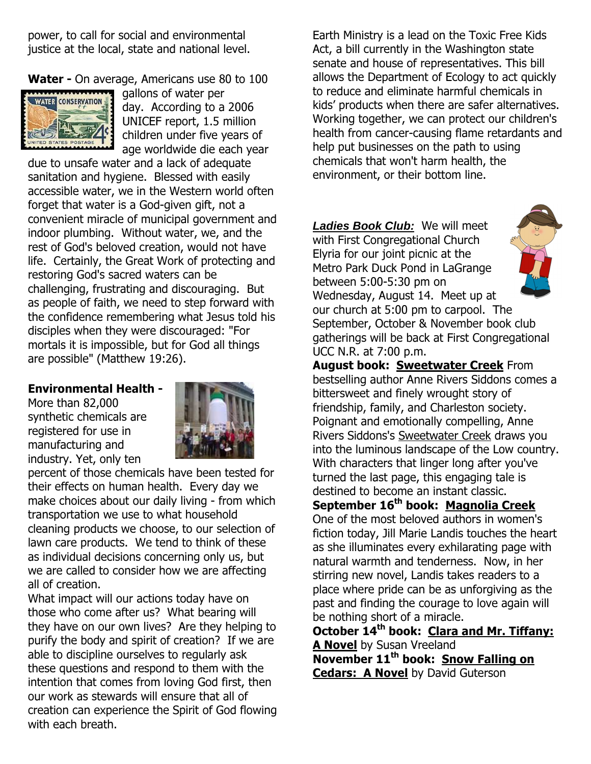power, to call for social and environmental justice at the local, state and national level.

**Water -** On average, Americans use 80 to 100 gallons of water per day. According to a 2006 UNICEF report, 1.5 million children under five years of age worldwide die each year due to unsafe water and a lack of adequate sanitation and hygiene. Blessed with easily accessible water, we in the Western world often forget that water is a God-given gift, not a convenient miracle of municipal government and indoor plumbing. Without water, we, and the rest of God's beloved creation, would not have life. Certainly, the Great Work of protecting and restoring God's sacred waters can be challenging, frustrating and discouraging. But as people of faith, we need to step forward with the confidence remembering what Jesus told his disciples when they were discouraged: "For mortals it is impossible, but for God all things are possible" (Matthew 19:26).

**Environmental Health -** More than 82,000 synthetic chemicals are registered for use in manufacturing and industry. Yet, only ten percent of those chemicals have been tested for their effects on human health. Every day we make choices about our daily living - from which transportation we use to what household cleaning products we choose, to our selection of lawn care products. We tend to think of these as individual decisions concerning only us, but we are called to consider how we are affecting all of creation.

What impact will our actions today have on those who come after us? What bearing will they have on our own lives? Are they helping to purify the body and spirit of creation? If we are able to discipline ourselves to regularly ask these questions and respond to them with the intention that comes from loving God first, then our work as stewards will ensure that all of creation can experience the Spirit of God flowing with each breath.

Earth Ministry is a lead on the Toxic Free Kids Act, a bill currently in the Washington state senate and house of representatives. This bill allows the Department of Ecology to act quickly to reduce and eliminate harmful chemicals in kids' products when there are safer alternatives. Working together, we can protect our children's health from cancer-causing flame retardants and help put businesses on the path to using chemicals that won't harm health, the environment, or their bottom line.

***Ladies Book Club:*** We will meet with First Congregational Church Elyria for our joint picnic at the Metro Park Duck Pond in LaGrange between 5:00-5:30 pm on Wednesday, August 14. Meet up at our church at 5:00 pm to carpool. The September, October & November book club gatherings will be back at First Congregational UCC N.R. at 7:00 p.m.

**August book: Sweetwater Creek** From bestselling author Anne Rivers Siddons comes a bittersweet and finely wrought story of friendship, family, and Charleston society. Poignant and emotionally compelling, Anne Rivers Siddons's Sweetwater Creek draws you into the luminous landscape of the Low country. With characters that linger long after you've turned the last page, this engaging tale is destined to become an instant classic.

**September 16th book: Magnolia Creek** One of the most beloved authors in women's fiction today, Jill Marie Landis touches the heart as she illuminates every exhilarating page with natural warmth and tenderness. Now, in her stirring new novel, Landis takes readers to a place where pride can be as unforgiving as the past and finding the courage to love again will be nothing short of a miracle.

**October 14th book: Clara and Mr. Tiffany: A Novel** by Susan Vreeland

**November 11th book: Snow Falling on Cedars: A Novel** by David Guterson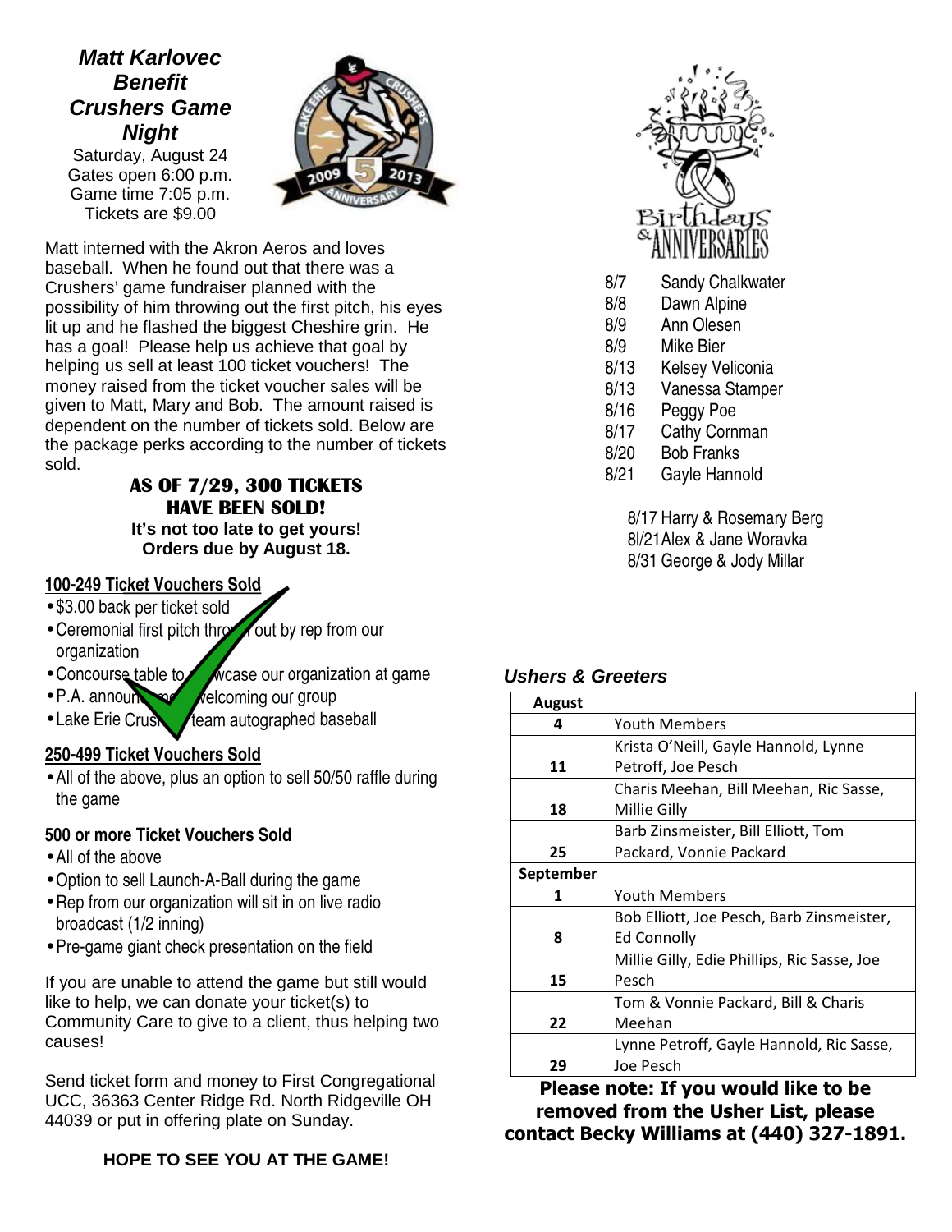## *Matt Karlovec Benefit Crushers Game Night*

Saturday, August 24
Gates open 6:00 p.m.
Game time 7:05 p.m.
Tickets are $9.00

Matt interned with the Akron Aeros and loves baseball. When he found out that there was a Crushers' game fundraiser planned with the possibility of him throwing out the first pitch, his eyes lit up and he flashed the biggest Cheshire grin. He has a goal! Please help us achieve that goal by helping us sell at least 100 ticket vouchers! The money raised from the ticket voucher sales will be given to Matt, Mary and Bob. The amount raised is dependent on the number of tickets sold. Below are the package perks according to the number of tickets sold.

**AS OF 7/29, 300 TICKETS HAVE BEEN SOLD!**
**It's not too late to get yours! Orders due by August 18.**

### 100-249 Ticket Vouchers Sold

- $3.00 back per ticket sold
- Ceremonial first pitch thrown out by rep from our organization
- Concourse table to showcase our organization at game
- P.A. announcement welcoming our group
- Lake Erie Crushers team autographed baseball

### 250-499 Ticket Vouchers Sold

- All of the above, plus an option to sell 50/50 raffle during the game

### 500 or more Ticket Vouchers Sold

- All of the above
- Option to sell Launch-A-Ball during the game
- Rep from our organization will sit in on live radio broadcast (1/2 inning)
- Pre-game giant check presentation on the field

If you are unable to attend the game but still would like to help, we can donate your ticket(s) to Community Care to give to a client, thus helping two causes!

Send ticket form and money to First Congregational UCC, 36363 Center Ridge Rd. North Ridgeville OH 44039 or put in offering plate on Sunday.

**HOPE TO SEE YOU AT THE GAME!**

## Birthdays & Anniversaries

8/7 Sandy Chalkwater
8/8 Dawn Alpine
8/9 Ann Olesen
8/9 Mike Bier
8/13 Kelsey Veliconia
8/13 Vanessa Stamper
8/16 Peggy Poe
8/17 Cathy Cornman
8/20 Bob Franks
8/21 Gayle Hannold

8/17 Harry & Rosemary Berg
8/21 Alex & Jane Woravka
8/31 George & Jody Millar

### *Ushers & Greeters*

| August | |
|---|---|
| 4 | Youth Members |
| 11 | Krista O'Neill, Gayle Hannold, Lynne Petroff, Joe Pesch |
| 18 | Charis Meehan, Bill Meehan, Ric Sasse, Millie Gilly |
| 25 | Barb Zinsmeister, Bill Elliott, Tom Packard, Vonnie Packard |
| **September** | |
| 1 | Youth Members |
| 8 | Bob Elliott, Joe Pesch, Barb Zinsmeister, Ed Connolly |
| 15 | Millie Gilly, Edie Phillips, Ric Sasse, Joe Pesch |
| 22 | Tom & Vonnie Packard, Bill & Charis Meehan |
| 29 | Lynne Petroff, Gayle Hannold, Ric Sasse, Joe Pesch |

**Please note: If you would like to be removed from the Usher List, please contact Becky Williams at (440) 327-1891.**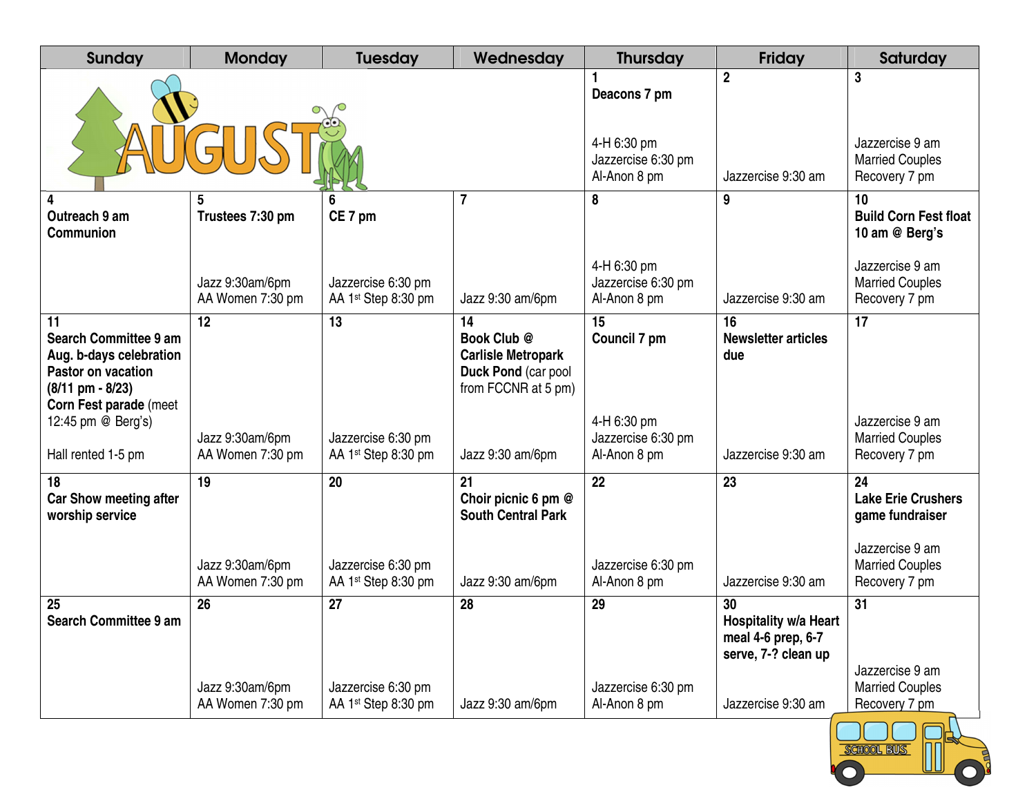# AUGUST

| Sunday | Monday | Tuesday | Wednesday | Thursday | Friday | Saturday |
|---|---|---|---|---|---|---|
| | | | | 1<br>**Deacons 7 pm**<br>4-H 6:30 pm<br>Jazzercise 6:30 pm<br>Al-Anon 8 pm | 2<br>Jazzercise 9:30 am | 3<br>Jazzercise 9 am<br>Married Couples Recovery 7 pm |
| 4<br>**Outreach 9 am**<br>**Communion** | 5<br>**Trustees 7:30 pm**<br>Jazz 9:30am/6pm<br>AA Women 7:30 pm | 6<br>**CE 7 pm**<br>Jazzercise 6:30 pm<br>AA 1st Step 8:30 pm | 7<br>Jazz 9:30 am/6pm | 8<br>4-H 6:30 pm<br>Jazzercise 6:30 pm<br>Al-Anon 8 pm | 9<br>Jazzercise 9:30 am | 10<br>**Build Corn Fest float 10 am @ Berg's**<br>Jazzercise 9 am<br>Married Couples Recovery 7 pm |
| 11<br>**Search Committee 9 am**<br>**Aug. b-days celebration**<br>**Pastor on vacation (8/11 pm - 8/23)**<br>**Corn Fest parade** (meet 12:45 pm @ Berg's)<br>Hall rented 1-5 pm | 12<br>Jazz 9:30am/6pm<br>AA Women 7:30 pm | 13<br>Jazzercise 6:30 pm<br>AA 1st Step 8:30 pm | 14<br>**Book Club @ Carlisle Metropark Duck Pond** (car pool from FCCNR at 5 pm)<br>Jazz 9:30 am/6pm | 15<br>**Council 7 pm**<br>4-H 6:30 pm<br>Jazzercise 6:30 pm<br>Al-Anon 8 pm | 16<br>**Newsletter articles due**<br>Jazzercise 9:30 am | 17<br>Jazzercise 9 am<br>Married Couples Recovery 7 pm |
| 18<br>**Car Show meeting after worship service** | 19<br>Jazz 9:30am/6pm<br>AA Women 7:30 pm | 20<br>Jazzercise 6:30 pm<br>AA 1st Step 8:30 pm | 21<br>**Choir picnic 6 pm @ South Central Park**<br>Jazz 9:30 am/6pm | 22<br>Jazzercise 6:30 pm<br>Al-Anon 8 pm | 23<br>Jazzercise 9:30 am | 24<br>**Lake Erie Crushers game fundraiser**<br>Jazzercise 9 am<br>Married Couples Recovery 7 pm |
| 25<br>**Search Committee 9 am** | 26<br>Jazz 9:30am/6pm<br>AA Women 7:30 pm | 27<br>Jazzercise 6:30 pm<br>AA 1st Step 8:30 pm | 28<br>Jazz 9:30 am/6pm | 29<br>Jazzercise 6:30 pm<br>Al-Anon 8 pm | 30<br>**Hospitality w/a Heart meal 4-6 prep, 6-7 serve, 7-? clean up**<br>Jazzercise 9:30 am | 31<br>Jazzercise 9 am<br>Married Couples Recovery 7 pm |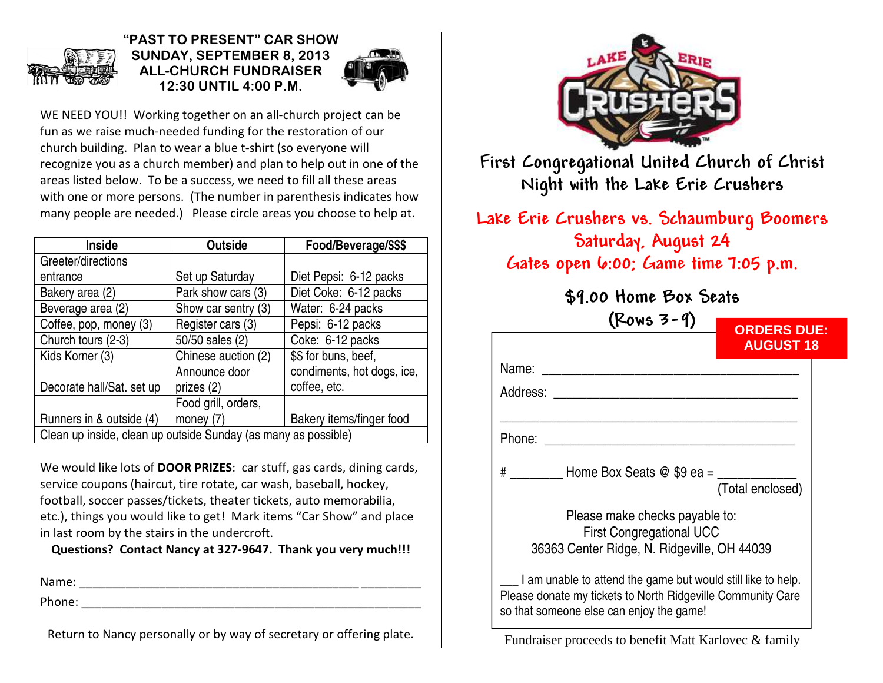# "PAST TO PRESENT" CAR SHOW
## SUNDAY, SEPTEMBER 8, 2013
## ALL-CHURCH FUNDRAISER
## 12:30 UNTIL 4:00 P.M.

WE NEED YOU!! Working together on an all-church project can be fun as we raise much-needed funding for the restoration of our church building. Plan to wear a blue t-shirt (so everyone will recognize you as a church member) and plan to help out in one of the areas listed below. To be a success, we need to fill all these areas with one or more persons. (The number in parenthesis indicates how many people are needed.) Please circle areas you choose to help at.

| Inside | Outside | Food/Beverage/$$$ |
|---|---|---|
| Greeter/directions entrance | Set up Saturday | Diet Pepsi: 6-12 packs |
| Bakery area (2) | Park show cars (3) | Diet Coke: 6-12 packs |
| Beverage area (2) | Show car sentry (3) | Water: 6-24 packs |
| Coffee, pop, money (3) | Register cars (3) | Pepsi: 6-12 packs |
| Church tours (2-3) | 50/50 sales (2) | Coke: 6-12 packs |
| Kids Korner (3) | Chinese auction (2) | $$ for buns, beef, condiments, hot dogs, ice, coffee, etc. |
| Decorate hall/Sat. set up | Announce door prizes (2) | |
| Runners in & outside (4) | Food grill, orders, money (7) | Bakery items/finger food |
| Clean up inside, clean up outside Sunday (as many as possible) | | |

We would like lots of **DOOR PRIZES**: car stuff, gas cards, dining cards, service coupons (haircut, tire rotate, car wash, baseball, hockey, football, soccer passes/tickets, theater tickets, auto memorabilia, etc.), things you would like to get! Mark items "Car Show" and place in last room by the stairs in the undercroft.

**Questions? Contact Nancy at 327-9647. Thank you very much!!!**

Name: ______________________________________________

Phone: _____________________________________________

Return to Nancy personally or by way of secretary or offering plate.

---

LAKE ERIE CRUSHERS

# First Congregational United Church of Christ Night with the Lake Erie Crushers

## Lake Erie Crushers vs. Schaumburg Boomers
## Saturday, August 24
## Gates open 6:00; Game time 7:05 p.m.

## $9.00 Home Box Seats (Rows 3-9)

**ORDERS DUE: AUGUST 18**

Name: ____________________________________

Address: __________________________________

__________________________________________

Phone: ___________________________________

# ________ Home Box Seats @ $9 ea = ____________ (Total enclosed)

Please make checks payable to:
First Congregational UCC
36363 Center Ridge, N. Ridgeville, OH 44039

___ I am unable to attend the game but would still like to help. Please donate my tickets to North Ridgeville Community Care so that someone else can enjoy the game!

Fundraiser proceeds to benefit Matt Karlovec & family